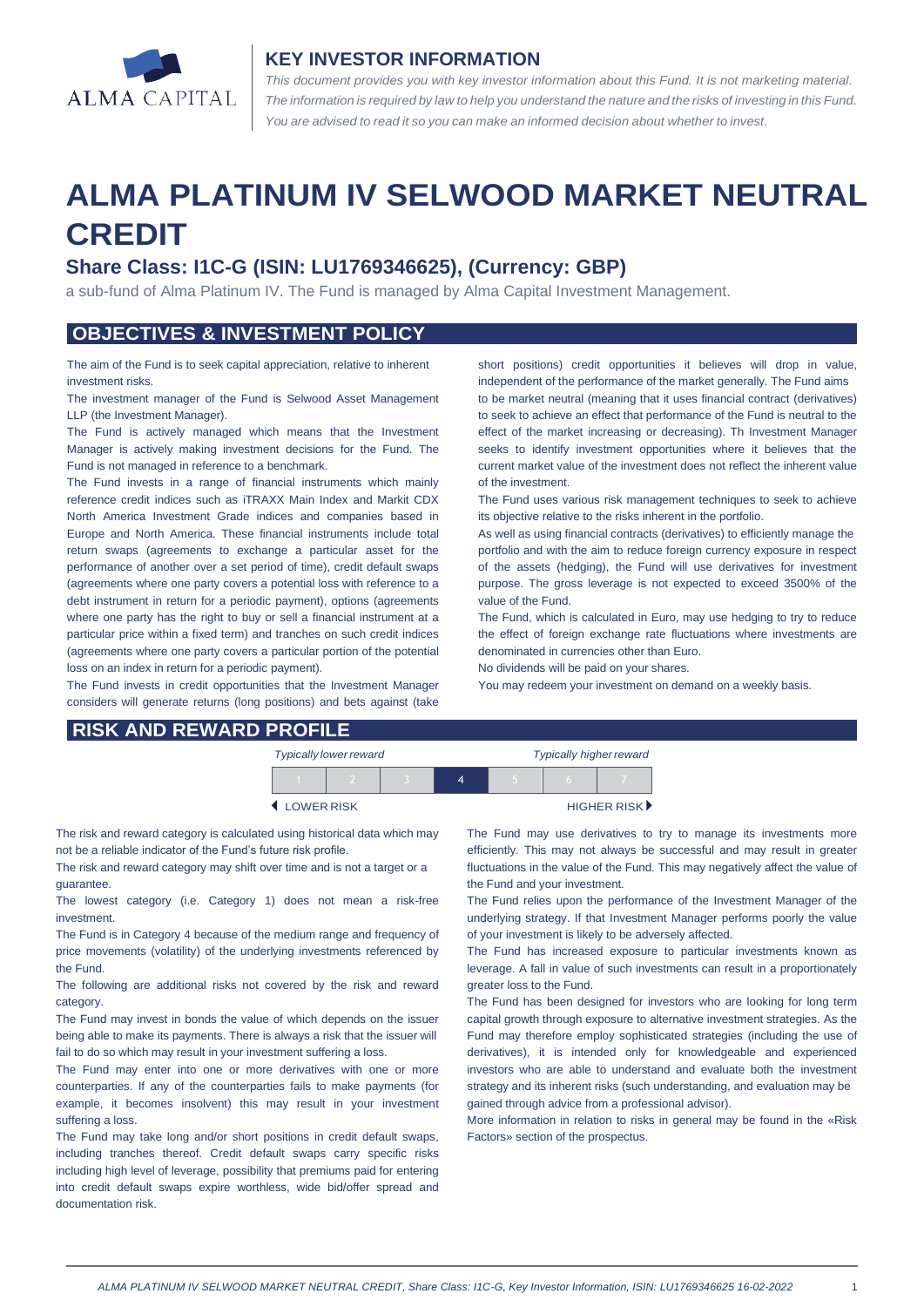## KEY INVESTOR INFORMATION

*This document provides you with key investor information about this Fund. It is not marketing material. The information is required by law to help you understand the nature and the risks of investing in this Fund. You are advised to read it so you can make an informed decision about whether to invest.*

# ALMA PLATINUM IV SELWOOD MARKET NEUTRAL CREDIT

### Share Class: I1C-G (ISIN: LU1769346625), (Currency: GBP)

a sub-fund of Alma Platinum IV. The Fund is managed by Alma Capital Investment Management.

## OBJECTIVES & INVESTMENT POLICY

The aim of the Fund is to seek capital appreciation, relative to inherent investment risks.

The investment manager of the Fund is Selwood Asset Management LLP (the Investment Manager).

The Fund is actively managed which means that the Investment Manager is actively making investment decisions for the Fund. The Fund is not managed in reference to a benchmark.

The Fund invests in a range of financial instruments which mainly reference credit indices such as iTRAXX Main Index and Markit CDX North America Investment Grade indices and companies based in Europe and North America. These financial instruments include total return swaps (agreements to exchange a particular asset for the performance of another over a set period of time), credit default swaps (agreements where one party covers a potential loss with reference to a debt instrument in return for a periodic payment), options (agreements where one party has the right to buy or sell a financial instrument at a particular price within a fixed term) and tranches on such credit indices (agreements where one party covers a particular portion of the potential loss on an index in return for a periodic payment).

The Fund invests in credit opportunities that the Investment Manager considers will generate returns (long positions) and bets against (take short positions) credit opportunities it believes will drop in value, independent of the performance of the market generally. The Fund aims to be market neutral (meaning that it uses financial contract (derivatives) to seek to achieve an effect that performance of the Fund is neutral to the effect of the market increasing or decreasing). Th Investment Manager seeks to identify investment opportunities where it believes that the current market value of the investment does not reflect the inherent value of the investment.

The Fund uses various risk management techniques to seek to achieve its objective relative to the risks inherent in the portfolio.

As well as using financial contracts (derivatives) to efficiently manage the portfolio and with the aim to reduce foreign currency exposure in respect of the assets (hedging), the Fund will use derivatives for investment purpose. The gross leverage is not expected to exceed 3500% of the value of the Fund.

The Fund, which is calculated in Euro, may use hedging to try to reduce the effect of foreign exchange rate fluctuations where investments are denominated in currencies other than Euro.

No dividends will be paid on your shares.

You may redeem your investment on demand on a weekly basis.

## RISK AND REWARD PROFILE

| *Typically lower reward* | | | | | | *Typically higher reward* |
|---|---|---|---|---|---|---|
| 1 | 2 | 3 | **4** | 5 | 6 | 7 |
| LOWER RISK | | | | | | HIGHER RISK |

The risk and reward category is calculated using historical data which may not be a reliable indicator of the Fund's future risk profile.

The risk and reward category may shift over time and is not a target or a guarantee.

The lowest category (i.e. Category 1) does not mean a risk-free investment.

The Fund is in Category 4 because of the medium range and frequency of price movements (volatility) of the underlying investments referenced by the Fund.

The following are additional risks not covered by the risk and reward category.

The Fund may invest in bonds the value of which depends on the issuer being able to make its payments. There is always a risk that the issuer will fail to do so which may result in your investment suffering a loss.

The Fund may enter into one or more derivatives with one or more counterparties. If any of the counterparties fails to make payments (for example, it becomes insolvent) this may result in your investment suffering a loss.

The Fund may take long and/or short positions in credit default swaps, including tranches thereof. Credit default swaps carry specific risks including high level of leverage, possibility that premiums paid for entering into credit default swaps expire worthless, wide bid/offer spread and documentation risk.

The Fund may use derivatives to try to manage its investments more efficiently. This may not always be successful and may result in greater fluctuations in the value of the Fund. This may negatively affect the value of the Fund and your investment.

The Fund relies upon the performance of the Investment Manager of the underlying strategy. If that Investment Manager performs poorly the value of your investment is likely to be adversely affected.

The Fund has increased exposure to particular investments known as leverage. A fall in value of such investments can result in a proportionately greater loss to the Fund.

The Fund has been designed for investors who are looking for long term capital growth through exposure to alternative investment strategies. As the Fund may therefore employ sophisticated strategies (including the use of derivatives), it is intended only for knowledgeable and experienced investors who are able to understand and evaluate both the investment strategy and its inherent risks (such understanding, and evaluation may be gained through advice from a professional advisor).

More information in relation to risks in general may be found in the «Risk Factors» section of the prospectus.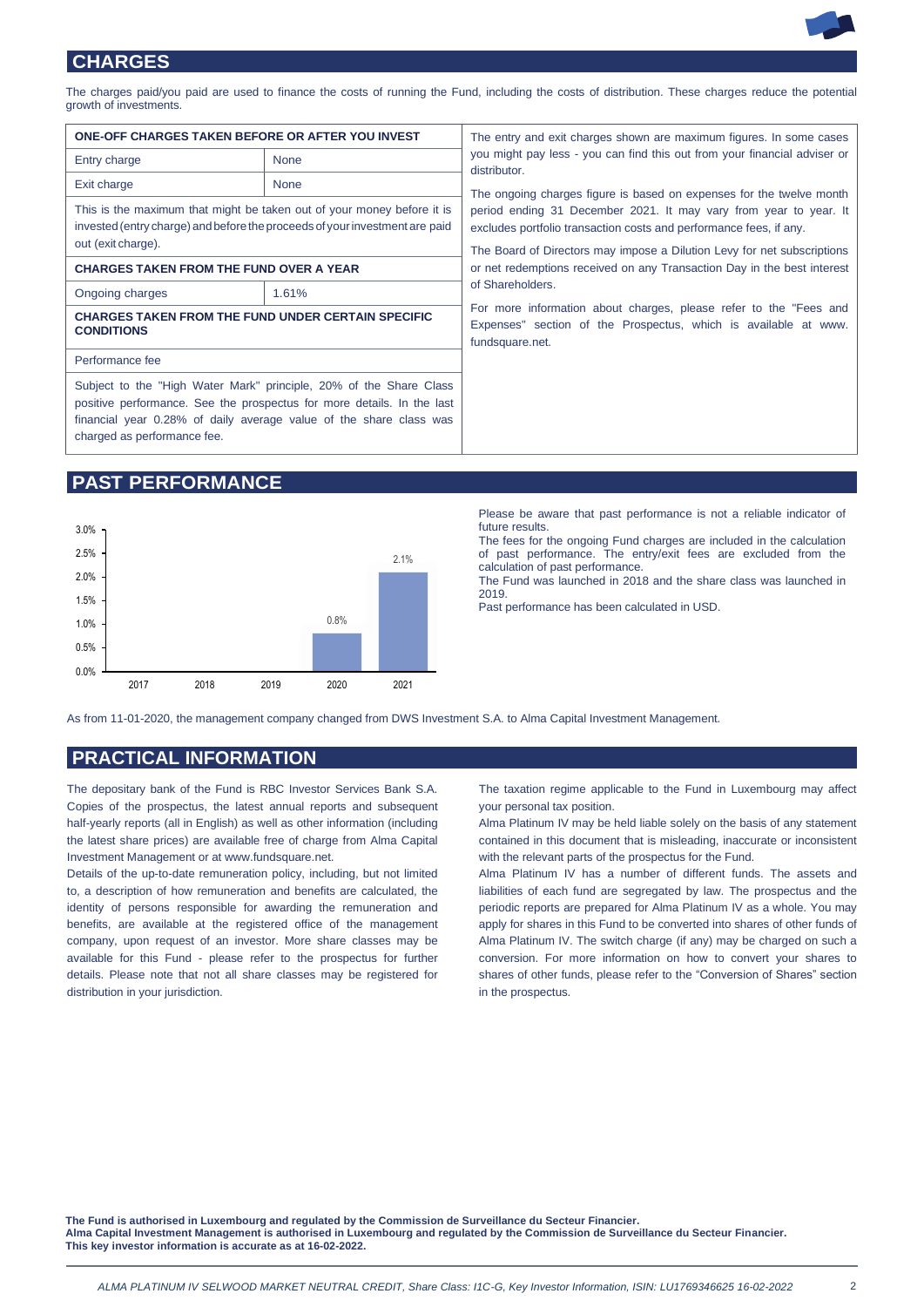## CHARGES

The charges paid/you paid are used to finance the costs of running the Fund, including the costs of distribution. These charges reduce the potential growth of investments.

| ONE-OFF CHARGES TAKEN BEFORE OR AFTER YOU INVEST | |
|---|---|
| Entry charge | None |
| Exit charge | None |
| This is the maximum that might be taken out of your money before it is invested (entry charge) and before the proceeds of your investment are paid out (exit charge). | |
| **CHARGES TAKEN FROM THE FUND OVER A YEAR** | |
| Ongoing charges | 1.61% |
| **CHARGES TAKEN FROM THE FUND UNDER CERTAIN SPECIFIC CONDITIONS** | |
| Performance fee | |
| Subject to the "High Water Mark" principle, 20% of the Share Class positive performance. See the prospectus for more details. In the last financial year 0.28% of daily average value of the share class was charged as performance fee. | |

The entry and exit charges shown are maximum figures. In some cases you might pay less - you can find this out from your financial adviser or distributor.

The ongoing charges figure is based on expenses for the twelve month period ending 31 December 2021. It may vary from year to year. It excludes portfolio transaction costs and performance fees, if any.

The Board of Directors may impose a Dilution Levy for net subscriptions or net redemptions received on any Transaction Day in the best interest of Shareholders.

For more information about charges, please refer to the "Fees and Expenses" section of the Prospectus, which is available at www. fundsquare.net.

## PAST PERFORMANCE

3.0%
2.5%
2.0%
1.5%
1.0%
0.5%
0.0%
2017
2018
2019
2020
2021
0.8%
2.1%

Please be aware that past performance is not a reliable indicator of future results.

The fees for the ongoing Fund charges are included in the calculation of past performance. The entry/exit fees are excluded from the calculation of past performance.

The Fund was launched in 2018 and the share class was launched in 2019.

Past performance has been calculated in USD.

As from 11-01-2020, the management company changed from DWS Investment S.A. to Alma Capital Investment Management.

## PRACTICAL INFORMATION

The depositary bank of the Fund is RBC Investor Services Bank S.A. Copies of the prospectus, the latest annual reports and subsequent half-yearly reports (all in English) as well as other information (including the latest share prices) are available free of charge from Alma Capital Investment Management or at www.fundsquare.net.

Details of the up-to-date remuneration policy, including, but not limited to, a description of how remuneration and benefits are calculated, the identity of persons responsible for awarding the remuneration and benefits, are available at the registered office of the management company, upon request of an investor. More share classes may be available for this Fund - please refer to the prospectus for further details. Please note that not all share classes may be registered for distribution in your jurisdiction.

The taxation regime applicable to the Fund in Luxembourg may affect your personal tax position.

Alma Platinum IV may be held liable solely on the basis of any statement contained in this document that is misleading, inaccurate or inconsistent with the relevant parts of the prospectus for the Fund.

Alma Platinum IV has a number of different funds. The assets and liabilities of each fund are segregated by law. The prospectus and the periodic reports are prepared for Alma Platinum IV as a whole. You may apply for shares in this Fund to be converted into shares of other funds of Alma Platinum IV. The switch charge (if any) may be charged on such a conversion. For more information on how to convert your shares to shares of other funds, please refer to the "Conversion of Shares" section in the prospectus.

**The Fund is authorised in Luxembourg and regulated by the Commission de Surveillance du Secteur Financier.**
**Alma Capital Investment Management is authorised in Luxembourg and regulated by the Commission de Surveillance du Secteur Financier.**
**This key investor information is accurate as at 16-02-2022.**